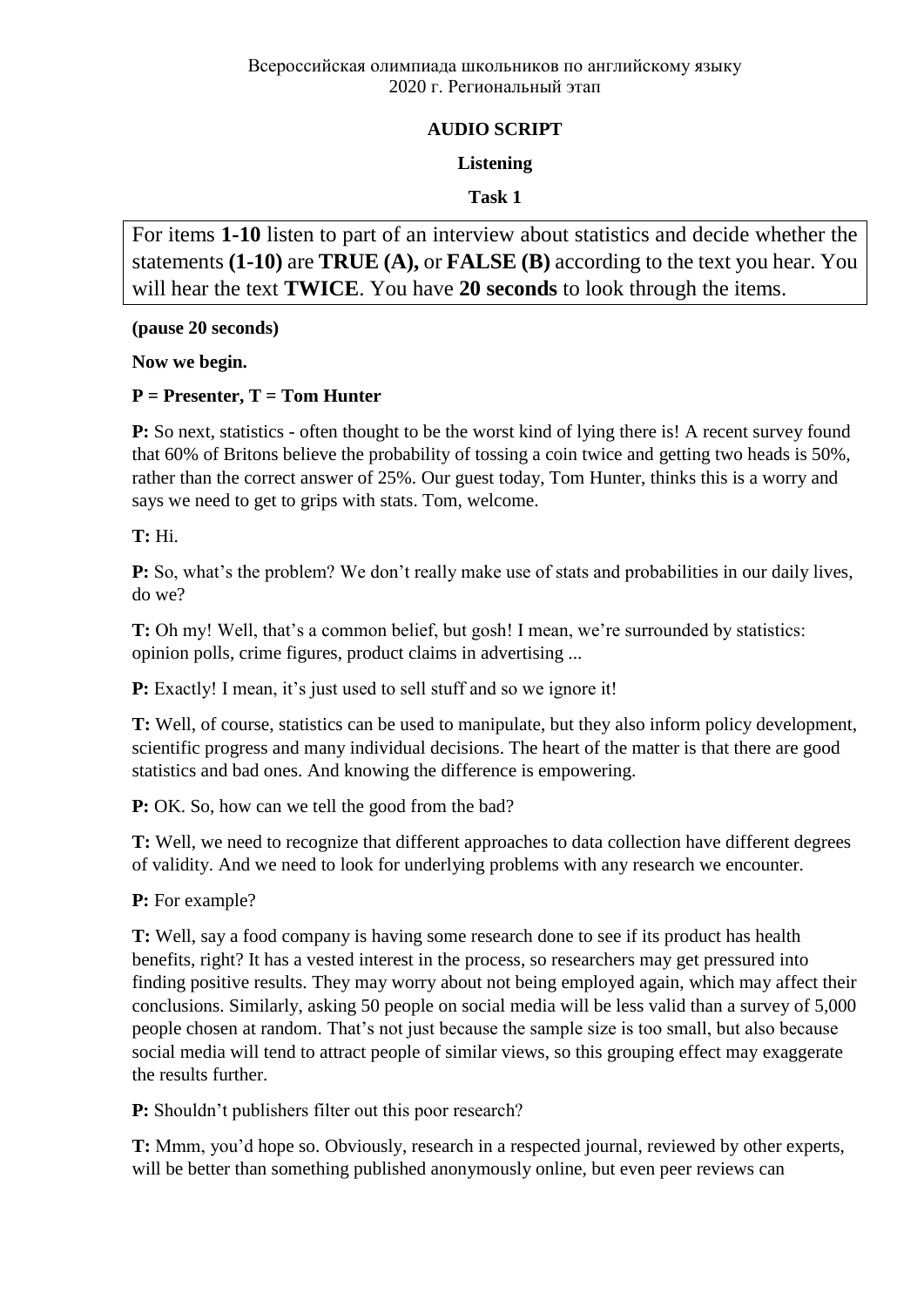Всероссийская олимпиада школьников по английскому языку
2020 г. Региональный этап

## AUDIO SCRIPT

### Listening

### Task 1

For items **1-10** listen to part of an interview about statistics and decide whether the statements **(1-10)** are **TRUE (A),** or **FALSE (B)** according to the text you hear. You will hear the text **TWICE**. You have **20 seconds** to look through the items.

**(pause 20 seconds)**

**Now we begin.**

**P = Presenter, T = Tom Hunter**

**P:** So next, statistics - often thought to be the worst kind of lying there is! A recent survey found that 60% of Britons believe the probability of tossing a coin twice and getting two heads is 50%, rather than the correct answer of 25%. Our guest today, Tom Hunter, thinks this is a worry and says we need to get to grips with stats. Tom, welcome.

**T:** Hi.

**P:** So, what's the problem? We don't really make use of stats and probabilities in our daily lives, do we?

**T:** Oh my! Well, that's a common belief, but gosh! I mean, we're surrounded by statistics: opinion polls, crime figures, product claims in advertising ...

**P:** Exactly! I mean, it's just used to sell stuff and so we ignore it!

**T:** Well, of course, statistics can be used to manipulate, but they also inform policy development, scientific progress and many individual decisions. The heart of the matter is that there are good statistics and bad ones. And knowing the difference is empowering.

**P:** OK. So, how can we tell the good from the bad?

**T:** Well, we need to recognize that different approaches to data collection have different degrees of validity. And we need to look for underlying problems with any research we encounter.

**P:** For example?

**T:** Well, say a food company is having some research done to see if its product has health benefits, right? It has a vested interest in the process, so researchers may get pressured into finding positive results. They may worry about not being employed again, which may affect their conclusions. Similarly, asking 50 people on social media will be less valid than a survey of 5,000 people chosen at random. That's not just because the sample size is too small, but also because social media will tend to attract people of similar views, so this grouping effect may exaggerate the results further.

**P:** Shouldn't publishers filter out this poor research?

**T:** Mmm, you'd hope so. Obviously, research in a respected journal, reviewed by other experts, will be better than something published anonymously online, but even peer reviews can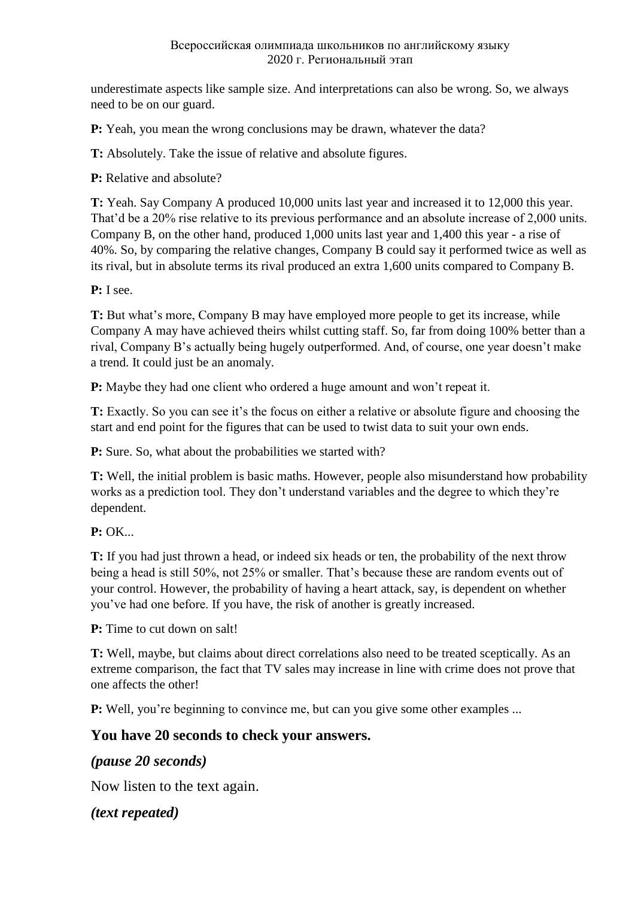underestimate aspects like sample size. And interpretations can also be wrong. So, we always need to be on our guard.

**P:** Yeah, you mean the wrong conclusions may be drawn, whatever the data?

**T:** Absolutely. Take the issue of relative and absolute figures.

**P:** Relative and absolute?

**T:** Yeah. Say Company A produced 10,000 units last year and increased it to 12,000 this year. That'd be a 20% rise relative to its previous performance and an absolute increase of 2,000 units. Company B, on the other hand, produced 1,000 units last year and 1,400 this year - a rise of 40%. So, by comparing the relative changes, Company B could say it performed twice as well as its rival, but in absolute terms its rival produced an extra 1,600 units compared to Company B.

**P:** I see.

**T:** But what's more, Company B may have employed more people to get its increase, while Company A may have achieved theirs whilst cutting staff. So, far from doing 100% better than a rival, Company B's actually being hugely outperformed. And, of course, one year doesn't make a trend. It could just be an anomaly.

**P:** Maybe they had one client who ordered a huge amount and won't repeat it.

**T:** Exactly. So you can see it's the focus on either a relative or absolute figure and choosing the start and end point for the figures that can be used to twist data to suit your own ends.

**P:** Sure. So, what about the probabilities we started with?

**T:** Well, the initial problem is basic maths. However, people also misunderstand how probability works as a prediction tool. They don't understand variables and the degree to which they're dependent.

**P:** OK...

**T:** If you had just thrown a head, or indeed six heads or ten, the probability of the next throw being a head is still 50%, not 25% or smaller. That's because these are random events out of your control. However, the probability of having a heart attack, say, is dependent on whether you've had one before. If you have, the risk of another is greatly increased.

**P:** Time to cut down on salt!

**T:** Well, maybe, but claims about direct correlations also need to be treated sceptically. As an extreme comparison, the fact that TV sales may increase in line with crime does not prove that one affects the other!

**P:** Well, you're beginning to convince me, but can you give some other examples ...

### You have 20 seconds to check your answers.

### *(pause 20 seconds)*

Now listen to the text again.

### *(text repeated)*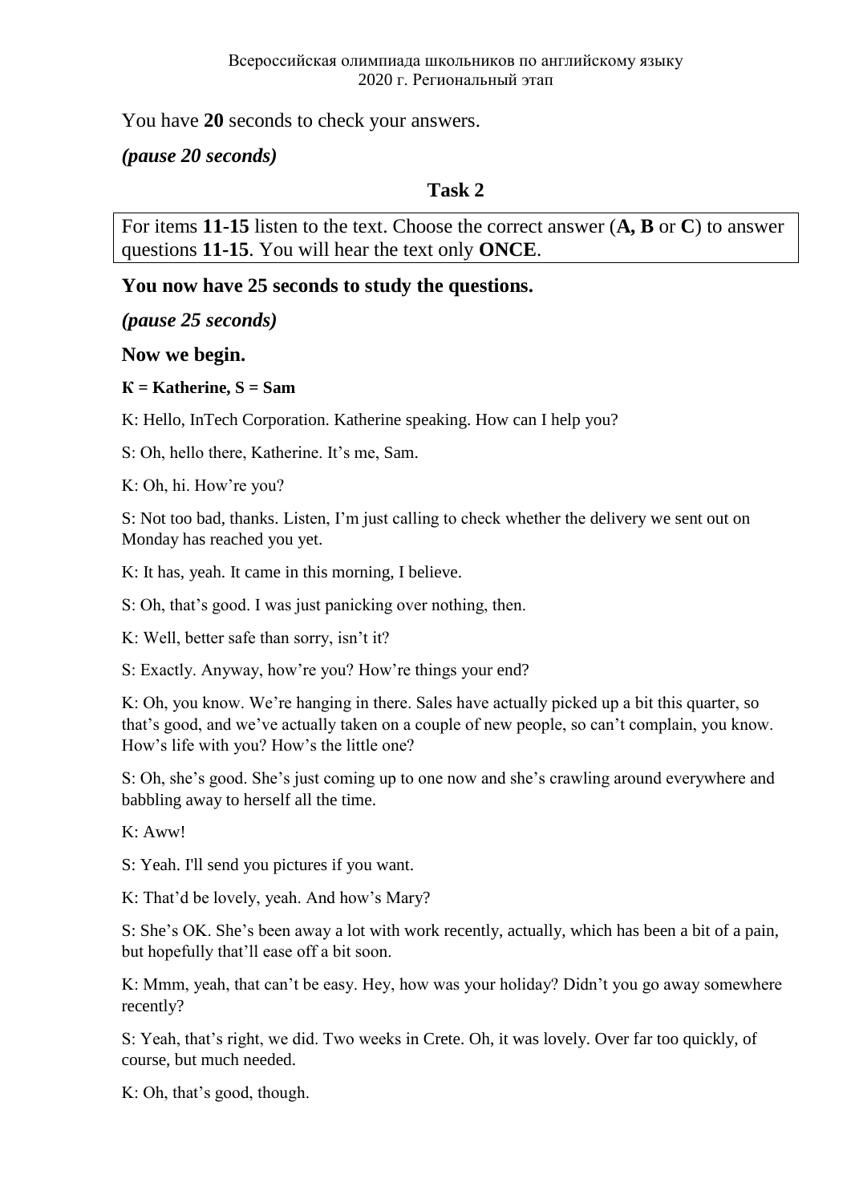You have **20** seconds to check your answers.

***(pause 20 seconds)***

**Task 2**

For items **11-15** listen to the text. Choose the correct answer (**A, B** or **C**) to answer questions **11-15**. You will hear the text only **ONCE**.

**You now have 25 seconds to study the questions.**

***(pause 25 seconds)***

**Now we begin.**

**K = Katherine, S = Sam**

K: Hello, InTech Corporation. Katherine speaking. How can I help you?

S: Oh, hello there, Katherine. It's me, Sam.

K: Oh, hi. How're you?

S: Not too bad, thanks. Listen, I'm just calling to check whether the delivery we sent out on Monday has reached you yet.

K: It has, yeah. It came in this morning, I believe.

S: Oh, that's good. I was just panicking over nothing, then.

K: Well, better safe than sorry, isn't it?

S: Exactly. Anyway, how're you? How're things your end?

K: Oh, you know. We're hanging in there. Sales have actually picked up a bit this quarter, so that's good, and we've actually taken on a couple of new people, so can't complain, you know. How's life with you? How's the little one?

S: Oh, she's good. She's just coming up to one now and she's crawling around everywhere and babbling away to herself all the time.

K: Aww!

S: Yeah. I'll send you pictures if you want.

K: That'd be lovely, yeah. And how's Mary?

S: She's OK. She's been away a lot with work recently, actually, which has been a bit of a pain, but hopefully that'll ease off a bit soon.

K: Mmm, yeah, that can't be easy. Hey, how was your holiday? Didn't you go away somewhere recently?

S: Yeah, that's right, we did. Two weeks in Crete. Oh, it was lovely. Over far too quickly, of course, but much needed.

K: Oh, that's good, though.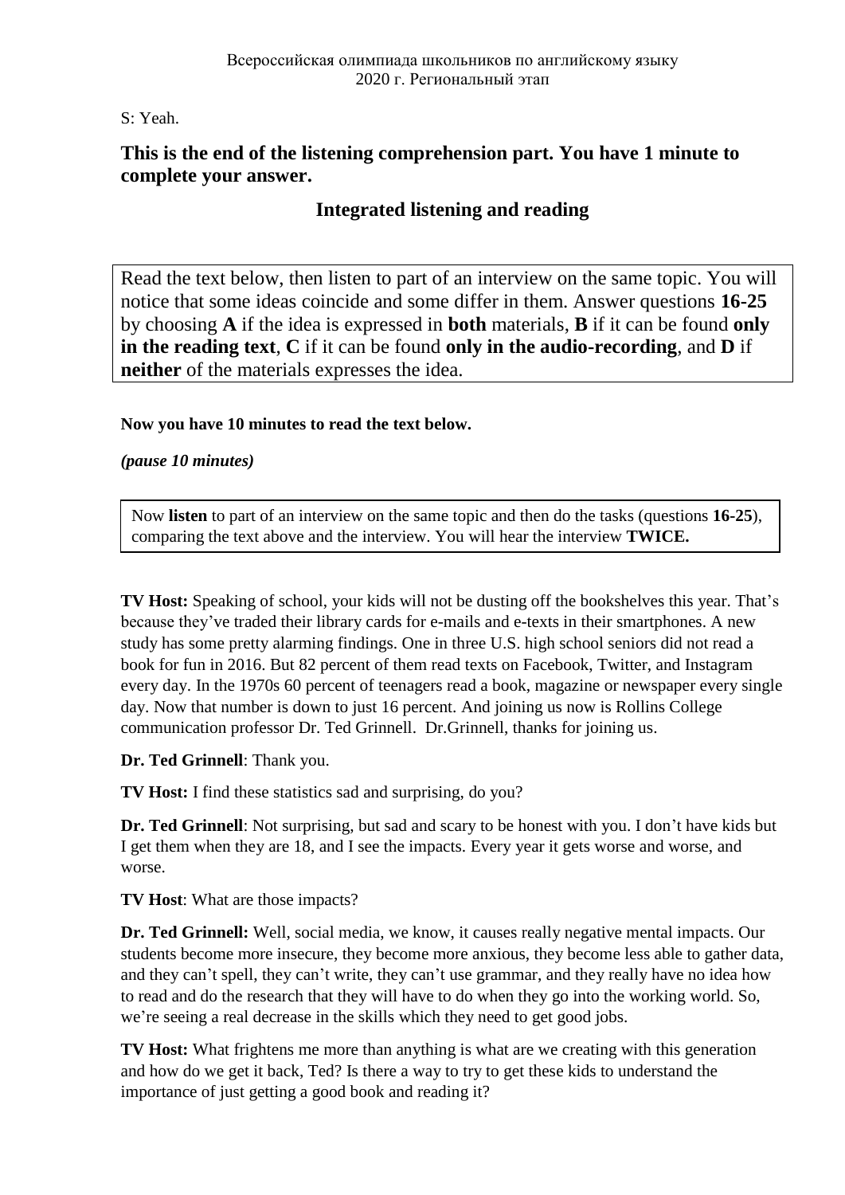S: Yeah.

**This is the end of the listening comprehension part. You have 1 minute to complete your answer.**

## Integrated listening and reading

Read the text below, then listen to part of an interview on the same topic. You will notice that some ideas coincide and some differ in them. Answer questions **16-25** by choosing **A** if the idea is expressed in **both** materials, **B** if it can be found **only in the reading text**, **C** if it can be found **only in the audio-recording**, and **D** if **neither** of the materials expresses the idea.

**Now you have 10 minutes to read the text below.**

***(pause 10 minutes)***

Now **listen** to part of an interview on the same topic and then do the tasks (questions **16-25**), comparing the text above and the interview. You will hear the interview **TWICE.**

**TV Host:** Speaking of school, your kids will not be dusting off the bookshelves this year. That's because they've traded their library cards for e-mails and e-texts in their smartphones. A new study has some pretty alarming findings. One in three U.S. high school seniors did not read a book for fun in 2016. But 82 percent of them read texts on Facebook, Twitter, and Instagram every day. In the 1970s 60 percent of teenagers read a book, magazine or newspaper every single day. Now that number is down to just 16 percent. And joining us now is Rollins College communication professor Dr. Ted Grinnell. Dr.Grinnell, thanks for joining us.

**Dr. Ted Grinnell**: Thank you.

**TV Host:** I find these statistics sad and surprising, do you?

**Dr. Ted Grinnell**: Not surprising, but sad and scary to be honest with you. I don't have kids but I get them when they are 18, and I see the impacts. Every year it gets worse and worse, and worse.

**TV Host**: What are those impacts?

**Dr. Ted Grinnell:** Well, social media, we know, it causes really negative mental impacts. Our students become more insecure, they become more anxious, they become less able to gather data, and they can't spell, they can't write, they can't use grammar, and they really have no idea how to read and do the research that they will have to do when they go into the working world. So, we're seeing a real decrease in the skills which they need to get good jobs.

**TV Host:** What frightens me more than anything is what are we creating with this generation and how do we get it back, Ted? Is there a way to try to get these kids to understand the importance of just getting a good book and reading it?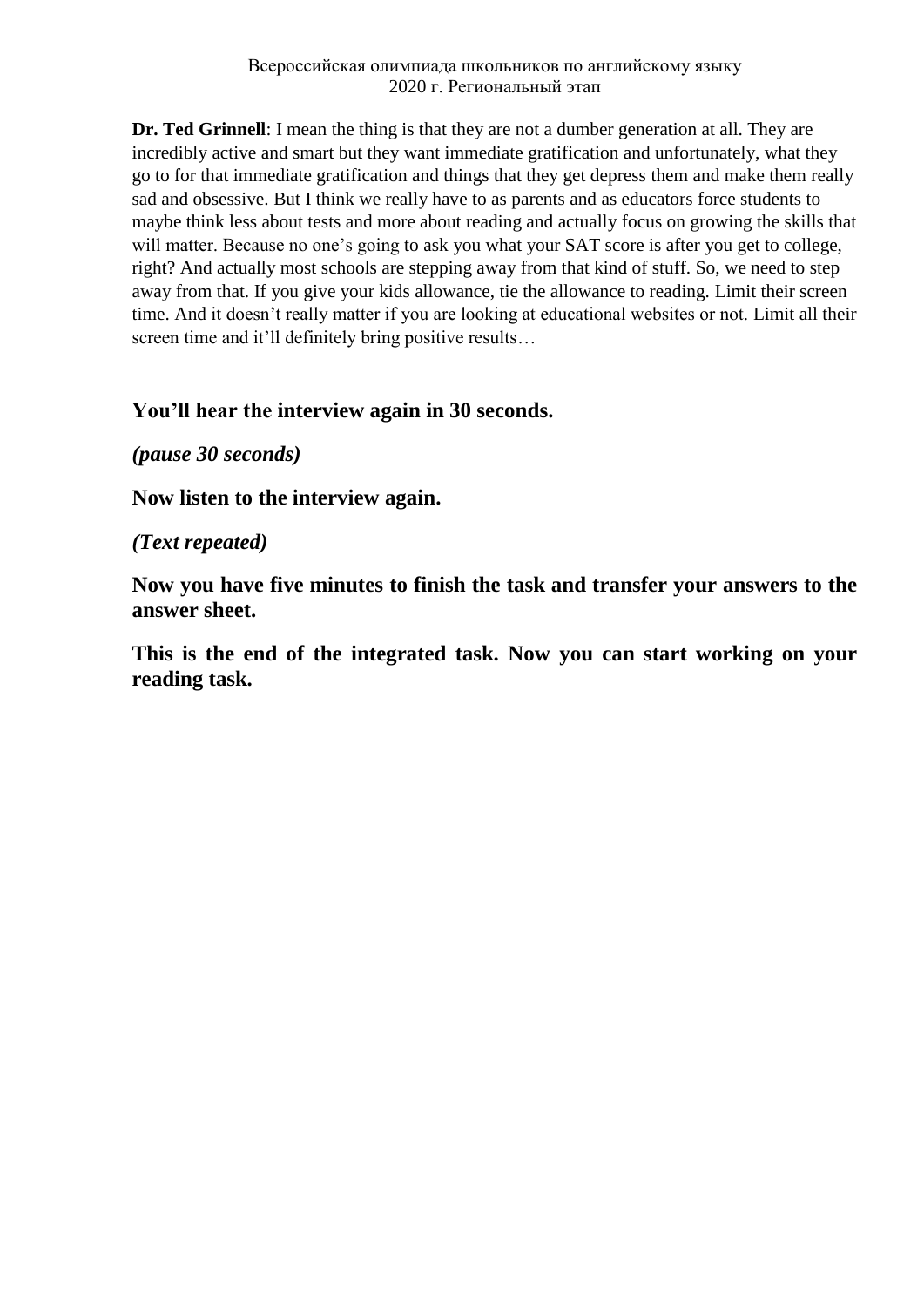**Dr. Ted Grinnell**: I mean the thing is that they are not a dumber generation at all. They are incredibly active and smart but they want immediate gratification and unfortunately, what they go to for that immediate gratification and things that they get depress them and make them really sad and obsessive. But I think we really have to as parents and as educators force students to maybe think less about tests and more about reading and actually focus on growing the skills that will matter. Because no one's going to ask you what your SAT score is after you get to college, right? And actually most schools are stepping away from that kind of stuff. So, we need to step away from that. If you give your kids allowance, tie the allowance to reading. Limit their screen time. And it doesn't really matter if you are looking at educational websites or not. Limit all their screen time and it'll definitely bring positive results…

**You'll hear the interview again in 30 seconds.**

***(pause 30 seconds)***

**Now listen to the interview again.**

***(Text repeated)***

**Now you have five minutes to finish the task and transfer your answers to the answer sheet.**

**This is the end of the integrated task. Now you can start working on your reading task.**